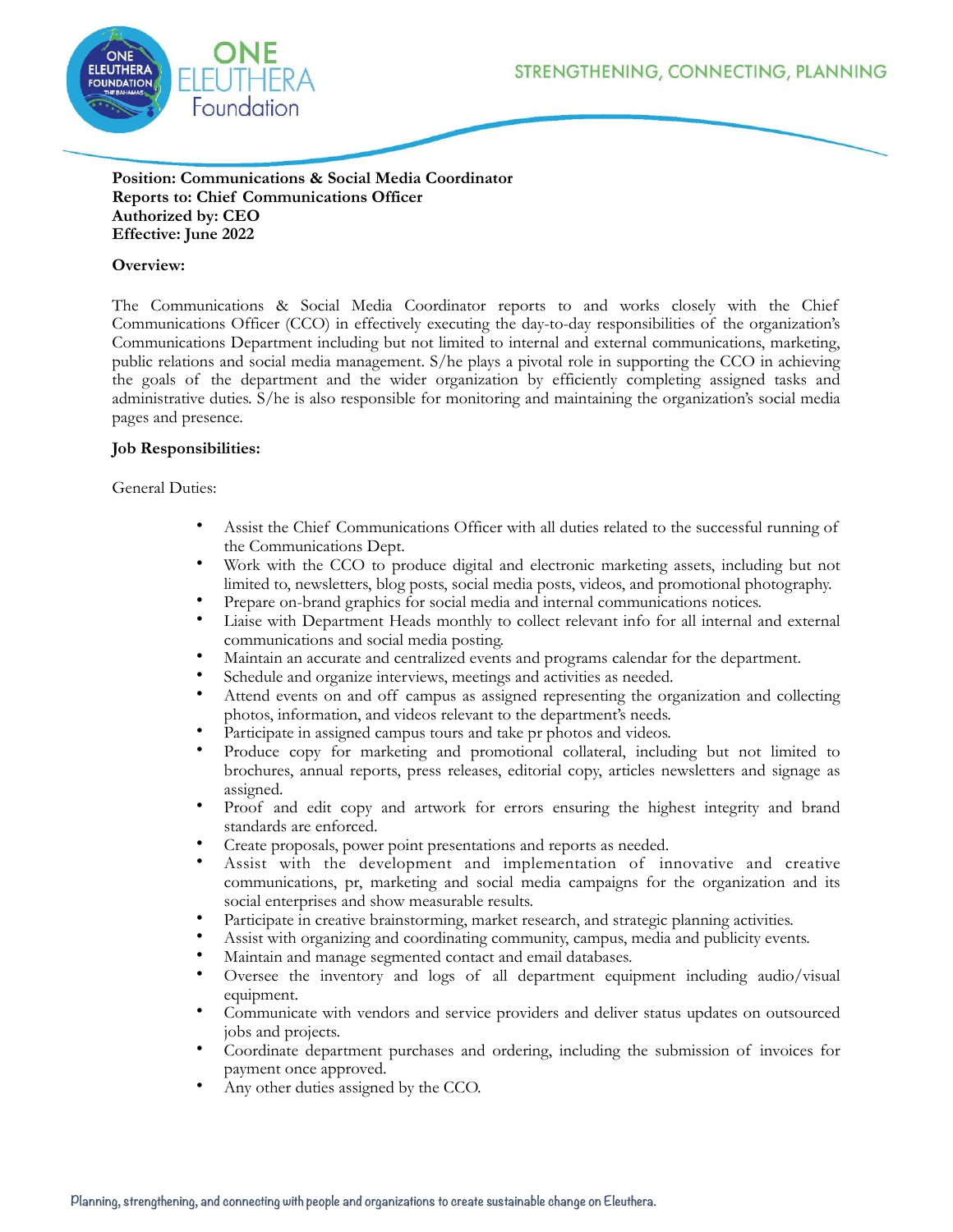**Position: Communications & Social Media Coordinator**
**Reports to: Chief Communications Officer**
**Authorized by: CEO**
**Effective: June 2022**

**Overview:**

The Communications & Social Media Coordinator reports to and works closely with the Chief Communications Officer (CCO) in effectively executing the day-to-day responsibilities of the organization's Communications Department including but not limited to internal and external communications, marketing, public relations and social media management. S/he plays a pivotal role in supporting the CCO in achieving the goals of the department and the wider organization by efficiently completing assigned tasks and administrative duties. S/he is also responsible for monitoring and maintaining the organization's social media pages and presence.

**Job Responsibilities:**

General Duties:

- Assist the Chief Communications Officer with all duties related to the successful running of the Communications Dept.
- Work with the CCO to produce digital and electronic marketing assets, including but not limited to, newsletters, blog posts, social media posts, videos, and promotional photography.
- Prepare on-brand graphics for social media and internal communications notices.
- Liaise with Department Heads monthly to collect relevant info for all internal and external communications and social media posting.
- Maintain an accurate and centralized events and programs calendar for the department.
- Schedule and organize interviews, meetings and activities as needed.
- Attend events on and off campus as assigned representing the organization and collecting photos, information, and videos relevant to the department's needs.
- Participate in assigned campus tours and take pr photos and videos.
- Produce copy for marketing and promotional collateral, including but not limited to brochures, annual reports, press releases, editorial copy, articles newsletters and signage as assigned.
- Proof and edit copy and artwork for errors ensuring the highest integrity and brand standards are enforced.
- Create proposals, power point presentations and reports as needed.
- Assist with the development and implementation of innovative and creative communications, pr, marketing and social media campaigns for the organization and its social enterprises and show measurable results.
- Participate in creative brainstorming, market research, and strategic planning activities.
- Assist with organizing and coordinating community, campus, media and publicity events.
- Maintain and manage segmented contact and email databases.
- Oversee the inventory and logs of all department equipment including audio/visual equipment.
- Communicate with vendors and service providers and deliver status updates on outsourced jobs and projects.
- Coordinate department purchases and ordering, including the submission of invoices for payment once approved.
- Any other duties assigned by the CCO.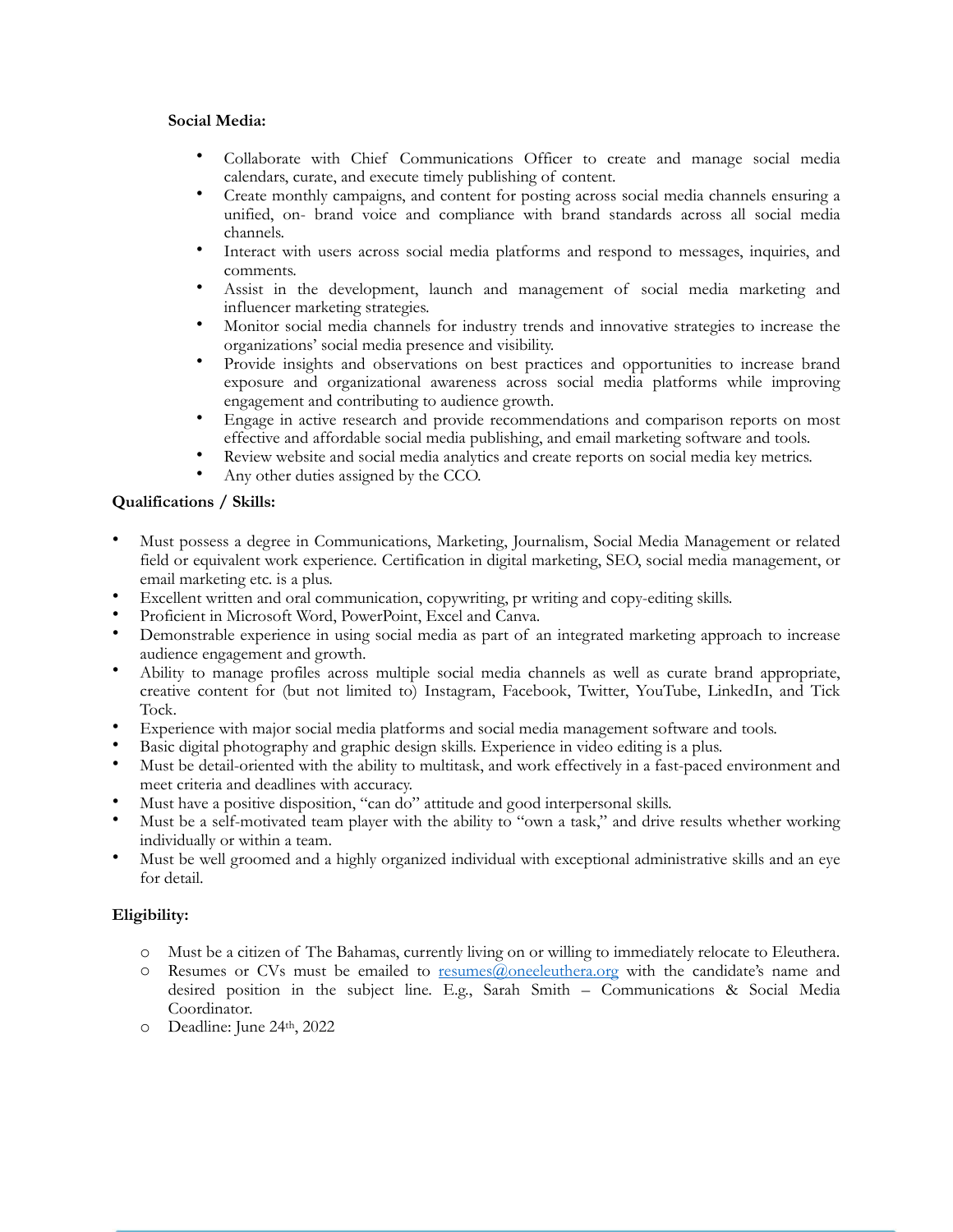**Social Media:**

- Collaborate with Chief Communications Officer to create and manage social media calendars, curate, and execute timely publishing of content.
- Create monthly campaigns, and content for posting across social media channels ensuring a unified, on- brand voice and compliance with brand standards across all social media channels.
- Interact with users across social media platforms and respond to messages, inquiries, and comments.
- Assist in the development, launch and management of social media marketing and influencer marketing strategies.
- Monitor social media channels for industry trends and innovative strategies to increase the organizations' social media presence and visibility.
- Provide insights and observations on best practices and opportunities to increase brand exposure and organizational awareness across social media platforms while improving engagement and contributing to audience growth.
- Engage in active research and provide recommendations and comparison reports on most effective and affordable social media publishing, and email marketing software and tools.
- Review website and social media analytics and create reports on social media key metrics.
- Any other duties assigned by the CCO.

**Qualifications / Skills:**

- Must possess a degree in Communications, Marketing, Journalism, Social Media Management or related field or equivalent work experience. Certification in digital marketing, SEO, social media management, or email marketing etc. is a plus.
- Excellent written and oral communication, copywriting, pr writing and copy-editing skills.
- Proficient in Microsoft Word, PowerPoint, Excel and Canva.
- Demonstrable experience in using social media as part of an integrated marketing approach to increase audience engagement and growth.
- Ability to manage profiles across multiple social media channels as well as curate brand appropriate, creative content for (but not limited to) Instagram, Facebook, Twitter, YouTube, LinkedIn, and Tick Tock.
- Experience with major social media platforms and social media management software and tools.
- Basic digital photography and graphic design skills. Experience in video editing is a plus.
- Must be detail-oriented with the ability to multitask, and work effectively in a fast-paced environment and meet criteria and deadlines with accuracy.
- Must have a positive disposition, "can do" attitude and good interpersonal skills.
- Must be a self-motivated team player with the ability to "own a task," and drive results whether working individually or within a team.
- Must be well groomed and a highly organized individual with exceptional administrative skills and an eye for detail.

**Eligibility:**

- Must be a citizen of The Bahamas, currently living on or willing to immediately relocate to Eleuthera.
- Resumes or CVs must be emailed to resumes@oneeleuthera.org with the candidate's name and desired position in the subject line. E.g., Sarah Smith – Communications & Social Media Coordinator.
- Deadline: June 24th, 2022